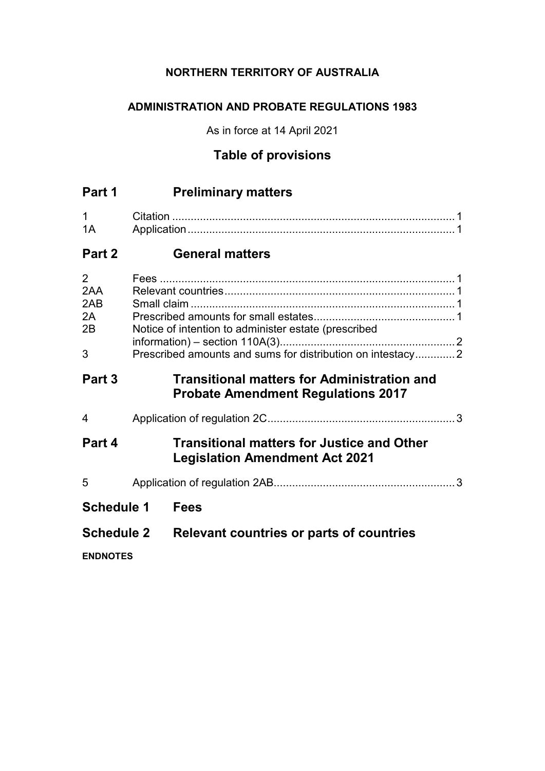**NORTHERN TERRITORY OF AUSTRALIA**

**ADMINISTRATION AND PROBATE REGULATIONS 1983**

As in force at 14 April 2021

## Table of provisions

## Part 1 Preliminary matters

| | | |
|---|---|---|
| 1 | Citation | 1 |
| 1A | Application | 1 |

## Part 2 General matters

| | | |
|---|---|---|
| 2 | Fees | 1 |
| 2AA | Relevant countries | 1 |
| 2AB | Small claim | 1 |
| 2A | Prescribed amounts for small estates | 1 |
| 2B | Notice of intention to administer estate (prescribed information) – section 110A(3) | 2 |
| 3 | Prescribed amounts and sums for distribution on intestacy | 2 |

## Part 3 Transitional matters for Administration and Probate Amendment Regulations 2017

| | | |
|---|---|---|
| 4 | Application of regulation 2C | 3 |

## Part 4 Transitional matters for Justice and Other Legislation Amendment Act 2021

| | | |
|---|---|---|
| 5 | Application of regulation 2AB | 3 |

## Schedule 1 Fees

## Schedule 2 Relevant countries or parts of countries

**ENDNOTES**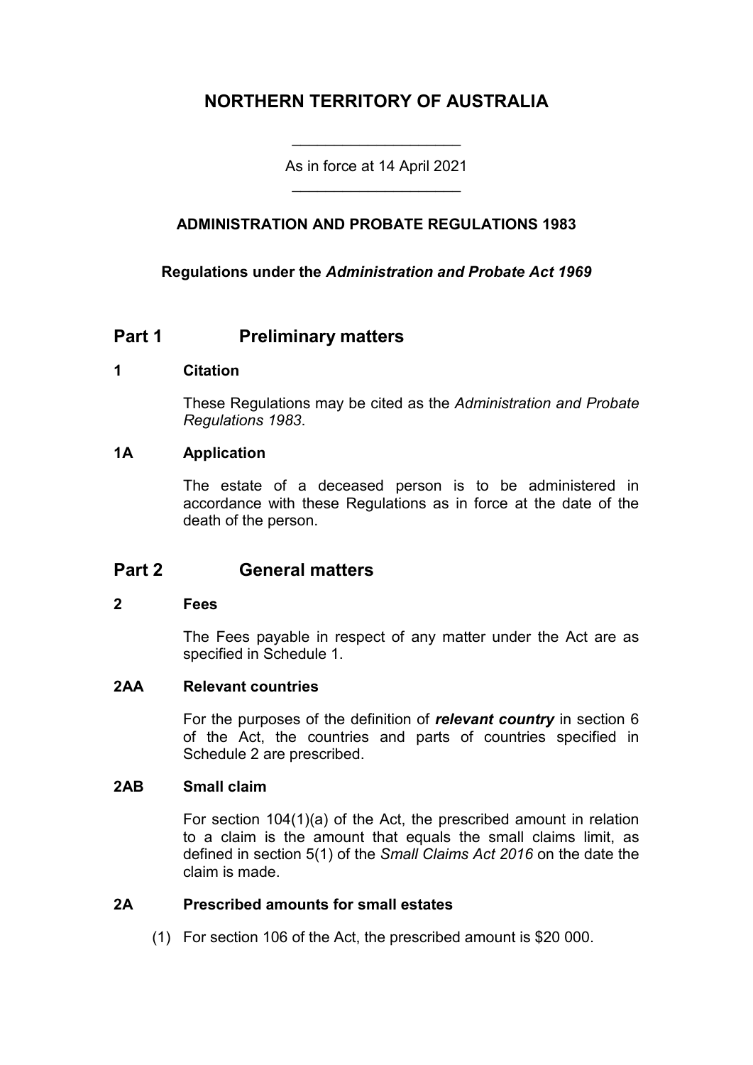# NORTHERN TERRITORY OF AUSTRALIA

As in force at 14 April 2021

## ADMINISTRATION AND PROBATE REGULATIONS 1983

**Regulations under the *Administration and Probate Act 1969***

## Part 1 Preliminary matters

### 1 Citation

These Regulations may be cited as the *Administration and Probate Regulations 1983*.

### 1A Application

The estate of a deceased person is to be administered in accordance with these Regulations as in force at the date of the death of the person.

## Part 2 General matters

### 2 Fees

The Fees payable in respect of any matter under the Act are as specified in Schedule 1.

### 2AA Relevant countries

For the purposes of the definition of ***relevant country*** in section 6 of the Act, the countries and parts of countries specified in Schedule 2 are prescribed.

### 2AB Small claim

For section 104(1)(a) of the Act, the prescribed amount in relation to a claim is the amount that equals the small claims limit, as defined in section 5(1) of the *Small Claims Act 2016* on the date the claim is made.

### 2A Prescribed amounts for small estates

(1) For section 106 of the Act, the prescribed amount is $20 000.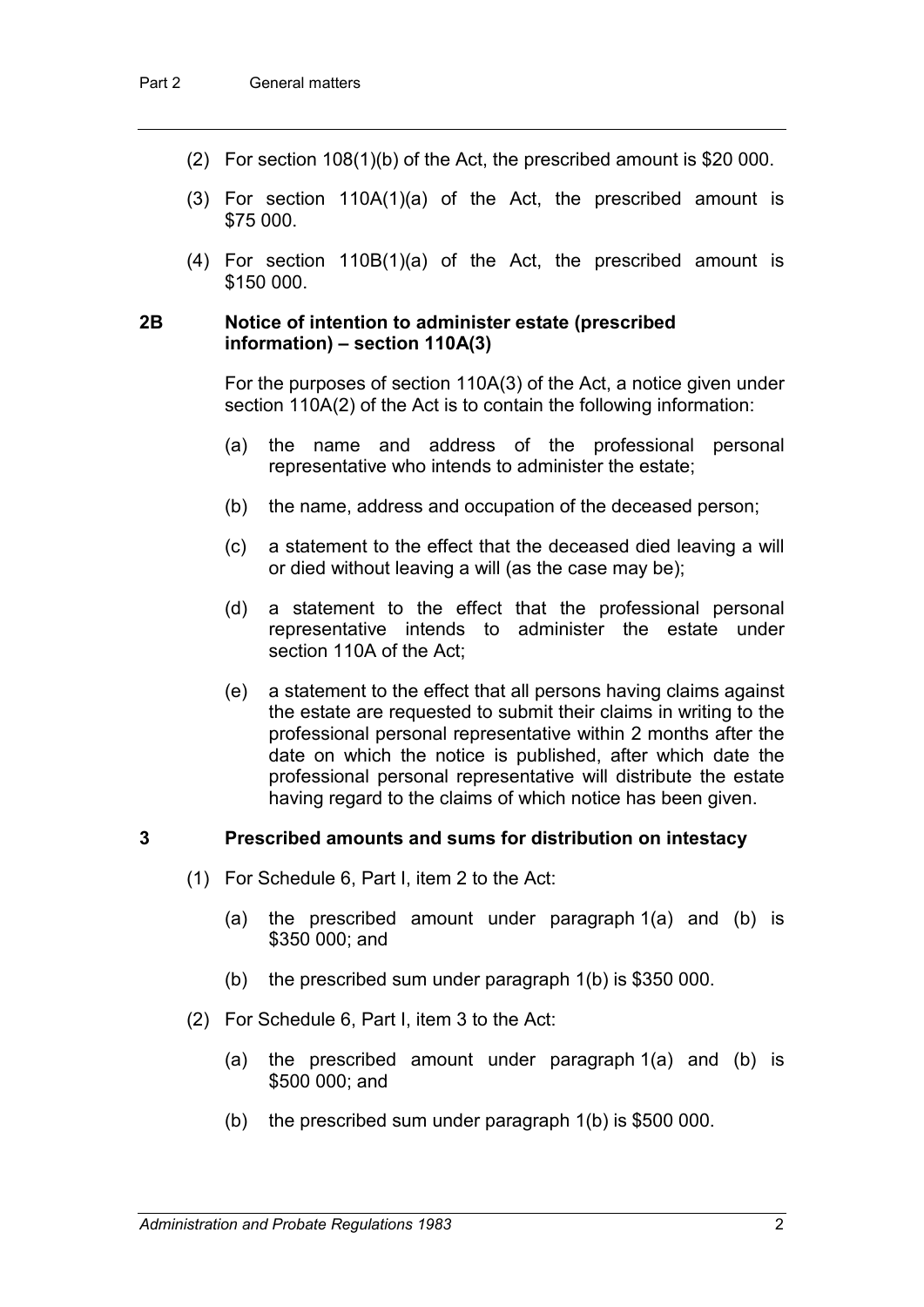(2) For section 108(1)(b) of the Act, the prescribed amount is $20 000.

(3) For section 110A(1)(a) of the Act, the prescribed amount is $75 000.

(4) For section 110B(1)(a) of the Act, the prescribed amount is $150 000.

### 2B Notice of intention to administer estate (prescribed information) – section 110A(3)

For the purposes of section 110A(3) of the Act, a notice given under section 110A(2) of the Act is to contain the following information:

(a) the name and address of the professional personal representative who intends to administer the estate;

(b) the name, address and occupation of the deceased person;

(c) a statement to the effect that the deceased died leaving a will or died without leaving a will (as the case may be);

(d) a statement to the effect that the professional personal representative intends to administer the estate under section 110A of the Act;

(e) a statement to the effect that all persons having claims against the estate are requested to submit their claims in writing to the professional personal representative within 2 months after the date on which the notice is published, after which date the professional personal representative will distribute the estate having regard to the claims of which notice has been given.

### 3 Prescribed amounts and sums for distribution on intestacy

(1) For Schedule 6, Part I, item 2 to the Act:

(a) the prescribed amount under paragraph 1(a) and (b) is $350 000; and

(b) the prescribed sum under paragraph 1(b) is $350 000.

(2) For Schedule 6, Part I, item 3 to the Act:

(a) the prescribed amount under paragraph 1(a) and (b) is $500 000; and

(b) the prescribed sum under paragraph 1(b) is $500 000.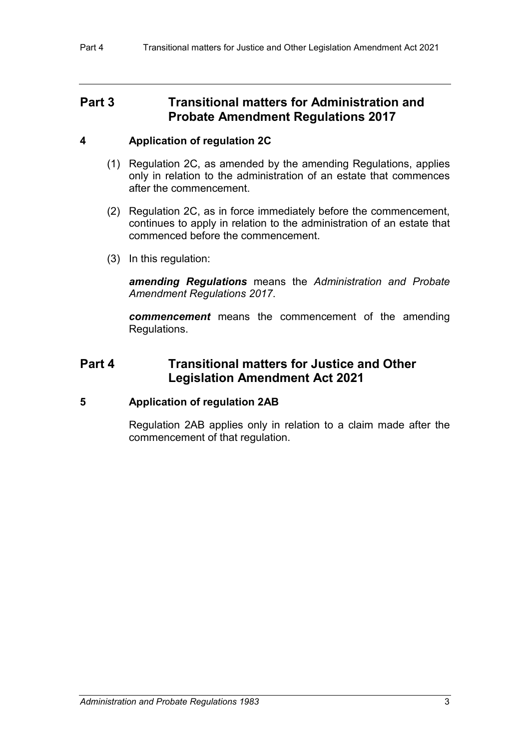## Part 3 Transitional matters for Administration and Probate Amendment Regulations 2017

### 4 Application of regulation 2C

(1) Regulation 2C, as amended by the amending Regulations, applies only in relation to the administration of an estate that commences after the commencement.

(2) Regulation 2C, as in force immediately before the commencement, continues to apply in relation to the administration of an estate that commenced before the commencement.

(3) In this regulation:

***amending Regulations*** means the *Administration and Probate Amendment Regulations 2017*.

***commencement*** means the commencement of the amending Regulations.

## Part 4 Transitional matters for Justice and Other Legislation Amendment Act 2021

### 5 Application of regulation 2AB

Regulation 2AB applies only in relation to a claim made after the commencement of that regulation.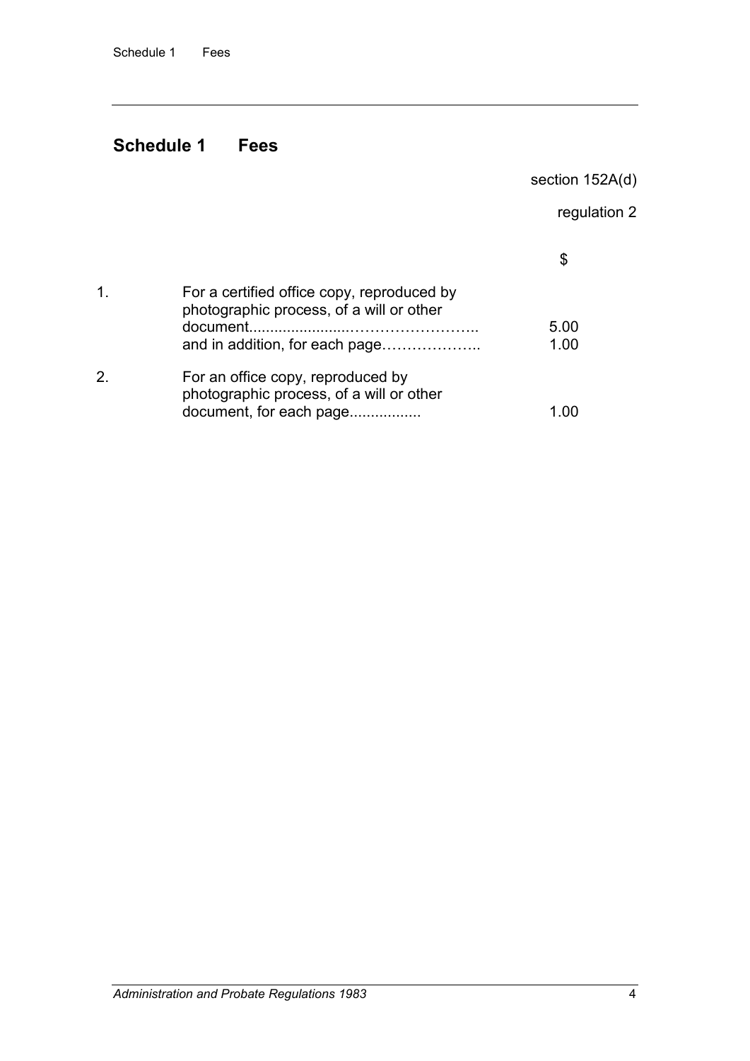## Schedule 1 Fees

section 152A(d)

regulation 2

| | | $ |
|---|---|---|
| 1. | For a certified office copy, reproduced by photographic process, of a will or other document.............................................. | 5.00 |
| | and in addition, for each page……………….. | 1.00 |
| 2. | For an office copy, reproduced by photographic process, of a will or other document, for each page................. | 1.00 |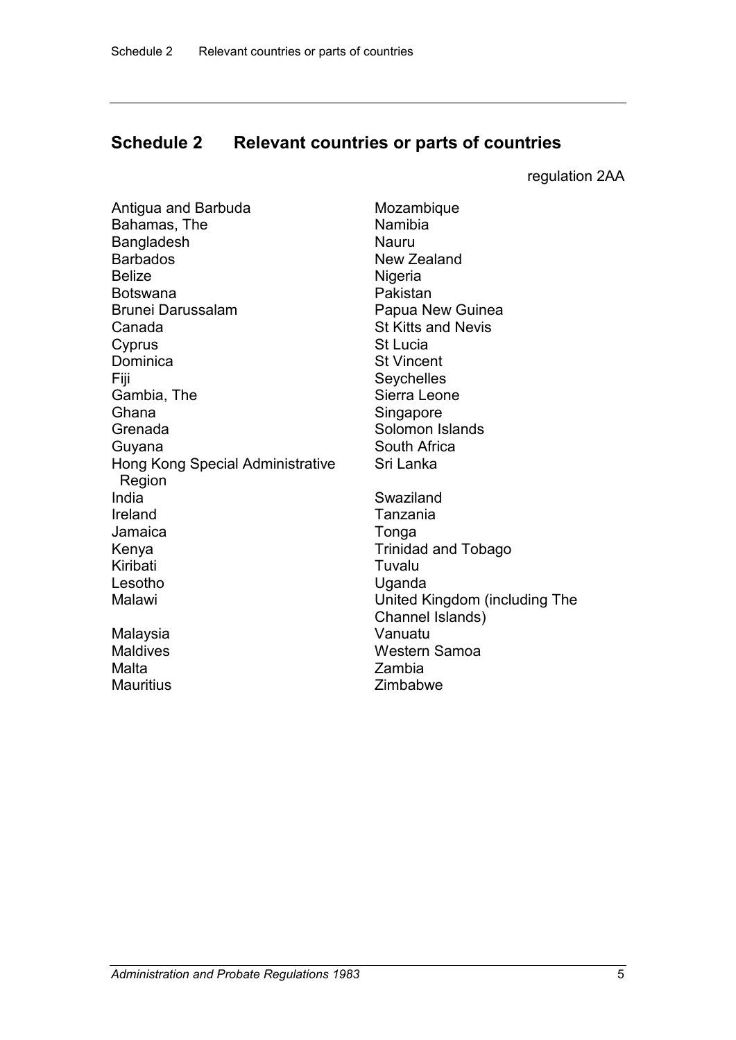## Schedule 2 Relevant countries or parts of countries

regulation 2AA

Antigua and Barbuda
Bahamas, The
Bangladesh
Barbados
Belize
Botswana
Brunei Darussalam
Canada
Cyprus
Dominica
Fiji
Gambia, The
Ghana
Grenada
Guyana
Hong Kong Special Administrative Region
India
Ireland
Jamaica
Kenya
Kiribati
Lesotho
Malawi
Malaysia
Maldives
Malta
Mauritius
Mozambique
Namibia
Nauru
New Zealand
Nigeria
Pakistan
Papua New Guinea
St Kitts and Nevis
St Lucia
St Vincent
Seychelles
Sierra Leone
Singapore
Solomon Islands
South Africa
Sri Lanka
Swaziland
Tanzania
Tonga
Trinidad and Tobago
Tuvalu
Uganda
United Kingdom (including The Channel Islands)
Vanuatu
Western Samoa
Zambia
Zimbabwe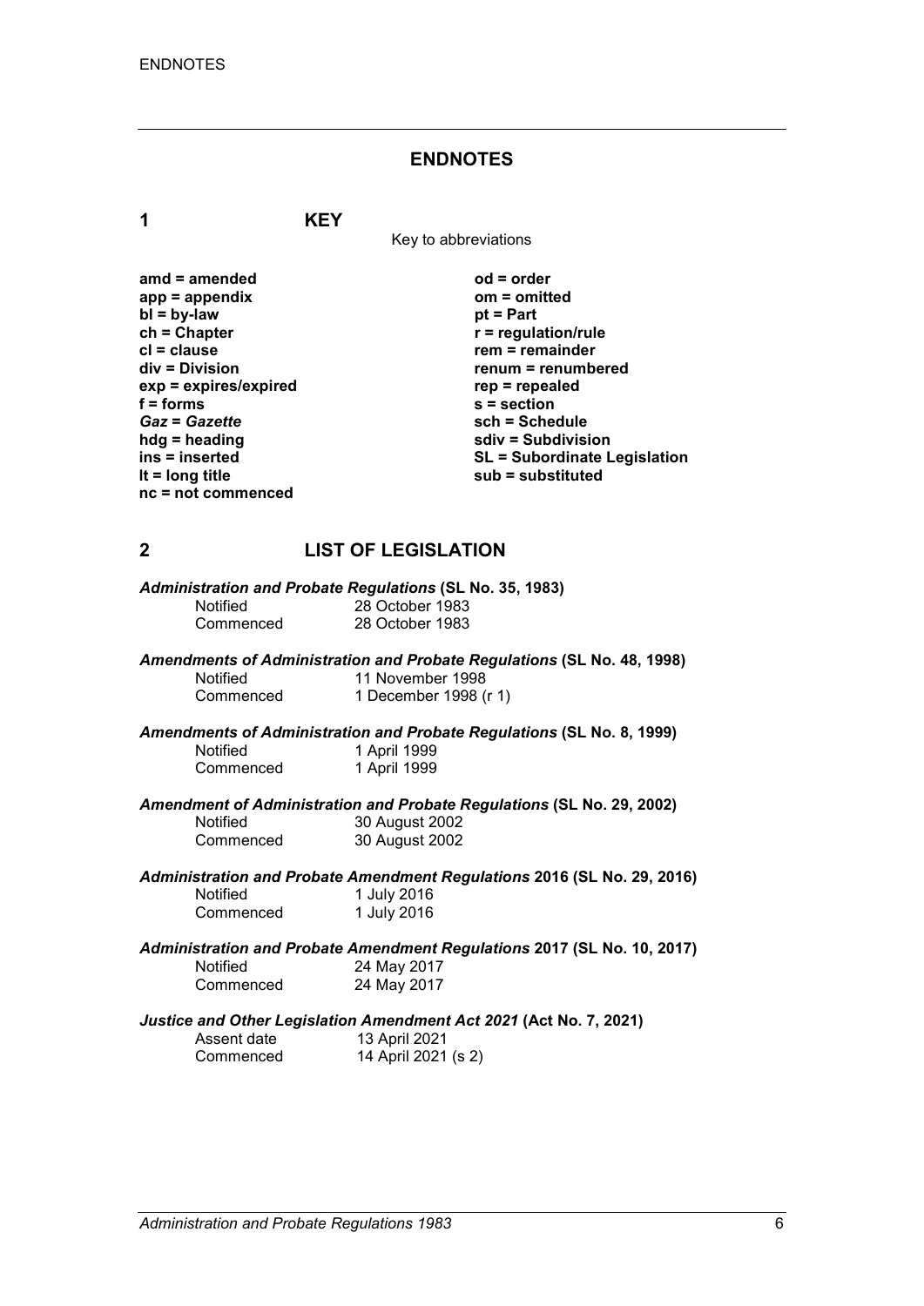# ENDNOTES

## 1 KEY

Key to abbreviations

**amd = amended**
**app = appendix**
**bl = by-law**
**ch = Chapter**
**cl = clause**
**div = Division**
**exp = expires/expired**
**f = forms**
***Gaz* = *Gazette***
**hdg = heading**
**ins = inserted**
**lt = long title**
**nc = not commenced**
**od = order**
**om = omitted**
**pt = Part**
**r = regulation/rule**
**rem = remainder**
**renum = renumbered**
**rep = repealed**
**s = section**
**sch = Schedule**
**sdiv = Subdivision**
**SL = Subordinate Legislation**
**sub = substituted**

## 2 LIST OF LEGISLATION

***Administration and Probate Regulations* (SL No. 35, 1983)**

Notified 28 October 1983
Commenced 28 October 1983

***Amendments of Administration and Probate Regulations* (SL No. 48, 1998)**

Notified 11 November 1998
Commenced 1 December 1998 (r 1)

***Amendments of Administration and Probate Regulations* (SL No. 8, 1999)**

Notified 1 April 1999
Commenced 1 April 1999

***Amendment of Administration and Probate Regulations* (SL No. 29, 2002)**

Notified 30 August 2002
Commenced 30 August 2002

***Administration and Probate Amendment Regulations* 2016 (SL No. 29, 2016)**

Notified 1 July 2016
Commenced 1 July 2016

***Administration and Probate Amendment Regulations* 2017 (SL No. 10, 2017)**

Notified 24 May 2017
Commenced 24 May 2017

***Justice and Other Legislation Amendment Act 2021* (Act No. 7, 2021)**

Assent date 13 April 2021
Commenced 14 April 2021 (s 2)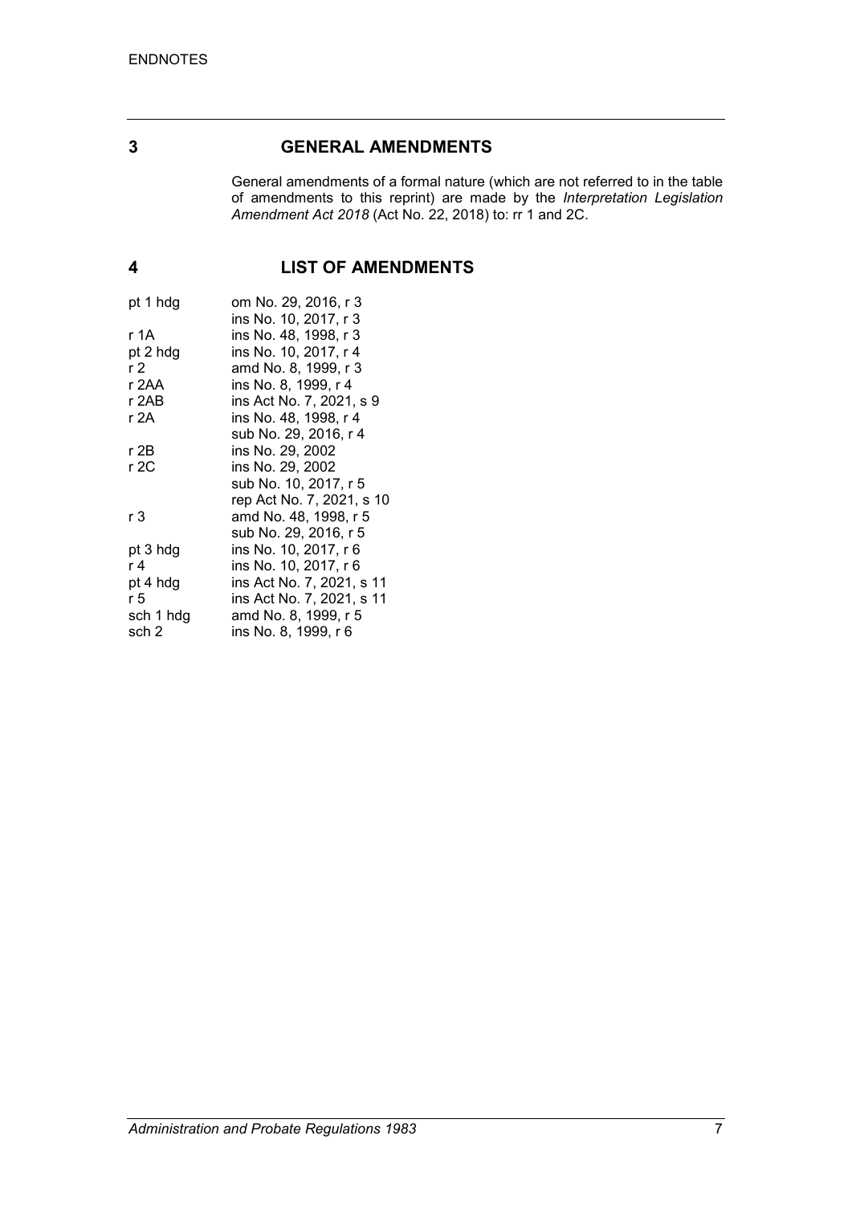## 3 GENERAL AMENDMENTS

General amendments of a formal nature (which are not referred to in the table of amendments to this reprint) are made by the *Interpretation Legislation Amendment Act 2018* (Act No. 22, 2018) to: rr 1 and 2C.

## 4 LIST OF AMENDMENTS

| | |
|---|---|
| pt 1 hdg | om No. 29, 2016, r 3 |
| | ins No. 10, 2017, r 3 |
| r 1A | ins No. 48, 1998, r 3 |
| pt 2 hdg | ins No. 10, 2017, r 4 |
| r 2 | amd No. 8, 1999, r 3 |
| r 2AA | ins No. 8, 1999, r 4 |
| r 2AB | ins Act No. 7, 2021, s 9 |
| r 2A | ins No. 48, 1998, r 4 |
| | sub No. 29, 2016, r 4 |
| r 2B | ins No. 29, 2002 |
| r 2C | ins No. 29, 2002 |
| | sub No. 10, 2017, r 5 |
| | rep Act No. 7, 2021, s 10 |
| r 3 | amd No. 48, 1998, r 5 |
| | sub No. 29, 2016, r 5 |
| pt 3 hdg | ins No. 10, 2017, r 6 |
| r 4 | ins No. 10, 2017, r 6 |
| pt 4 hdg | ins Act No. 7, 2021, s 11 |
| r 5 | ins Act No. 7, 2021, s 11 |
| sch 1 hdg | amd No. 8, 1999, r 5 |
| sch 2 | ins No. 8, 1999, r 6 |